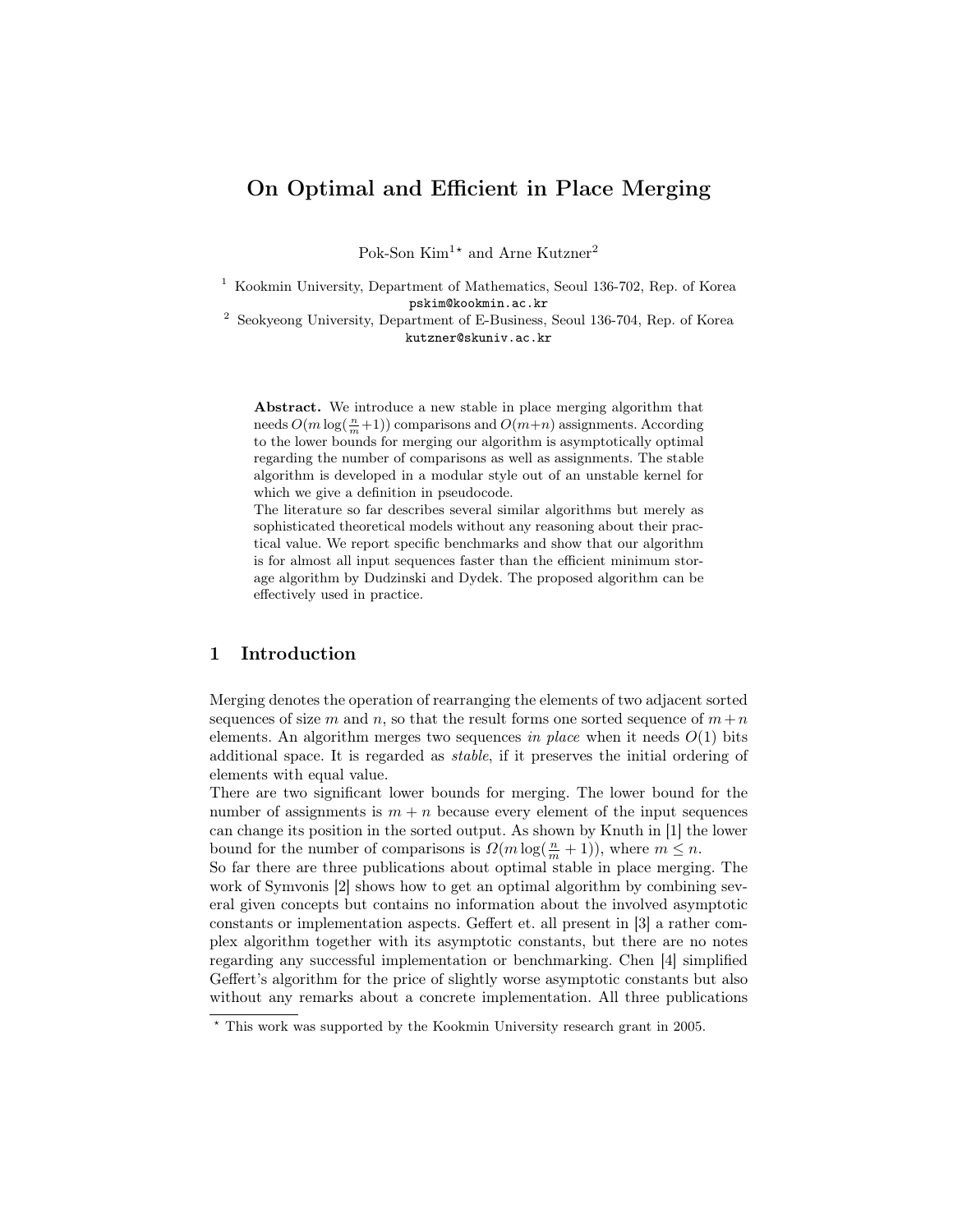# On Optimal and Efficient in Place Merging

Pok-Son Kim[1] ⋆ and Arne Kutzner[2]

[1] Kookmin University, Department of Mathematics, Seoul 136-702, Rep. of Korea
pskim@kookmin.ac.kr

[2] Seokyeong University, Department of E-Business, Seoul 136-704, Rep. of Korea
kutzner@skuniv.ac.kr

**Abstract.** We introduce a new stable in place merging algorithm that needs $O(m \log(\frac{n}{m}+1))$ comparisons and $O(m+n)$ assignments. According to the lower bounds for merging our algorithm is asymptotically optimal regarding the number of comparisons as well as assignments. The stable algorithm is developed in a modular style out of an unstable kernel for which we give a definition in pseudocode.
The literature so far describes several similar algorithms but merely as sophisticated theoretical models without any reasoning about their practical value. We report specific benchmarks and show that our algorithm is for almost all input sequences faster than the efficient minimum storage algorithm by Dudzinski and Dydek. The proposed algorithm can be effectively used in practice.

## 1 Introduction

Merging denotes the operation of rearranging the elements of two adjacent sorted sequences of size $m$ and $n$, so that the result forms one sorted sequence of $m+n$ elements. An algorithm merges two sequences *in place* when it needs $O(1)$ bits additional space. It is regarded as *stable*, if it preserves the initial ordering of elements with equal value.
There are two significant lower bounds for merging. The lower bound for the number of assignments is $m+n$ because every element of the input sequences can change its position in the sorted output. As shown by Knuth in [1] the lower bound for the number of comparisons is $\Omega(m \log(\frac{n}{m}+1))$, where $m \leq n$.
So far there are three publications about optimal stable in place merging. The work of Symvonis [2] shows how to get an optimal algorithm by combining several given concepts but contains no information about the involved asymptotic constants or implementation aspects. Geffert et. all present in [3] a rather complex algorithm together with its asymptotic constants, but there are no notes regarding any successful implementation or benchmarking. Chen [4] simplified Geffert's algorithm for the price of slightly worse asymptotic constants but also without any remarks about a concrete implementation. All three publications

⋆ This work was supported by the Kookmin University research grant in 2005.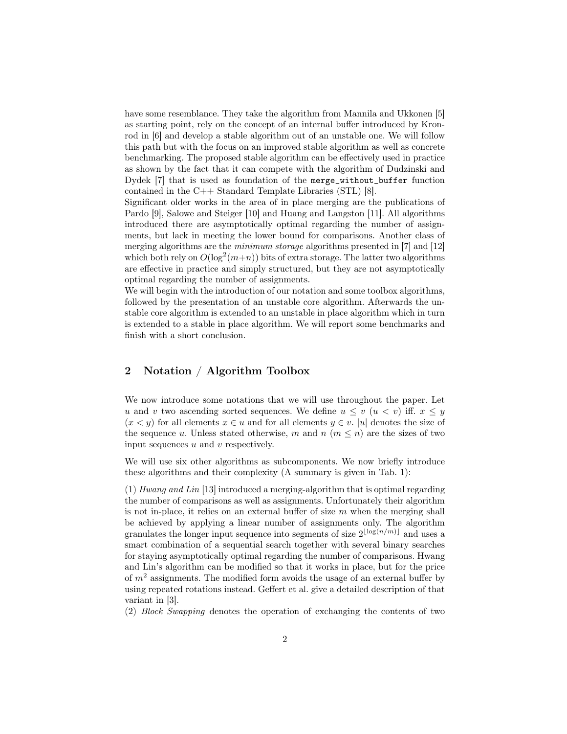have some resemblance. They take the algorithm from Mannila and Ukkonen [5] as starting point, rely on the concept of an internal buffer introduced by Kronrod in [6] and develop a stable algorithm out of an unstable one. We will follow this path but with the focus on an improved stable algorithm as well as concrete benchmarking. The proposed stable algorithm can be effectively used in practice as shown by the fact that it can compete with the algorithm of Dudzinski and Dydek [7] that is used as foundation of the `merge_without_buffer` function contained in the C++ Standard Template Libraries (STL) [8].
Significant older works in the area of in place merging are the publications of Pardo [9], Salowe and Steiger [10] and Huang and Langston [11]. All algorithms introduced there are asymptotically optimal regarding the number of assignments, but lack in meeting the lower bound for comparisons. Another class of merging algorithms are the *minimum storage* algorithms presented in [7] and [12] which both rely on $O(\log^2(m+n))$ bits of extra storage. The latter two algorithms are effective in practice and simply structured, but they are not asymptotically optimal regarding the number of assignments.
We will begin with the introduction of our notation and some toolbox algorithms, followed by the presentation of an unstable core algorithm. Afterwards the unstable core algorithm is extended to an unstable in place algorithm which in turn is extended to a stable in place algorithm. We will report some benchmarks and finish with a short conclusion.

## 2 Notation / Algorithm Toolbox

We now introduce some notations that we will use throughout the paper. Let $u$ and $v$ two ascending sorted sequences. We define $u \leq v$ ($u < v$) iff. $x \leq y$ ($x < y$) for all elements $x \in u$ and for all elements $y \in v$. $|u|$ denotes the size of the sequence $u$. Unless stated otherwise, $m$ and $n$ ($m \leq n$) are the sizes of two input sequences $u$ and $v$ respectively.

We will use six other algorithms as subcomponents. We now briefly introduce these algorithms and their complexity (A summary is given in Tab. 1):

(1) *Hwang and Lin* [13] introduced a merging-algorithm that is optimal regarding the number of comparisons as well as assignments. Unfortunately their algorithm is not in-place, it relies on an external buffer of size $m$ when the merging shall be achieved by applying a linear number of assignments only. The algorithm granulates the longer input sequence into segments of size $2^{\lfloor \log(n/m) \rfloor}$ and uses a smart combination of a sequential search together with several binary searches for staying asymptotically optimal regarding the number of comparisons. Hwang and Lin's algorithm can be modified so that it works in place, but for the price of $m^2$ assignments. The modified form avoids the usage of an external buffer by using repeated rotations instead. Geffert et al. give a detailed description of that variant in [3].
(2) *Block Swapping* denotes the operation of exchanging the contents of two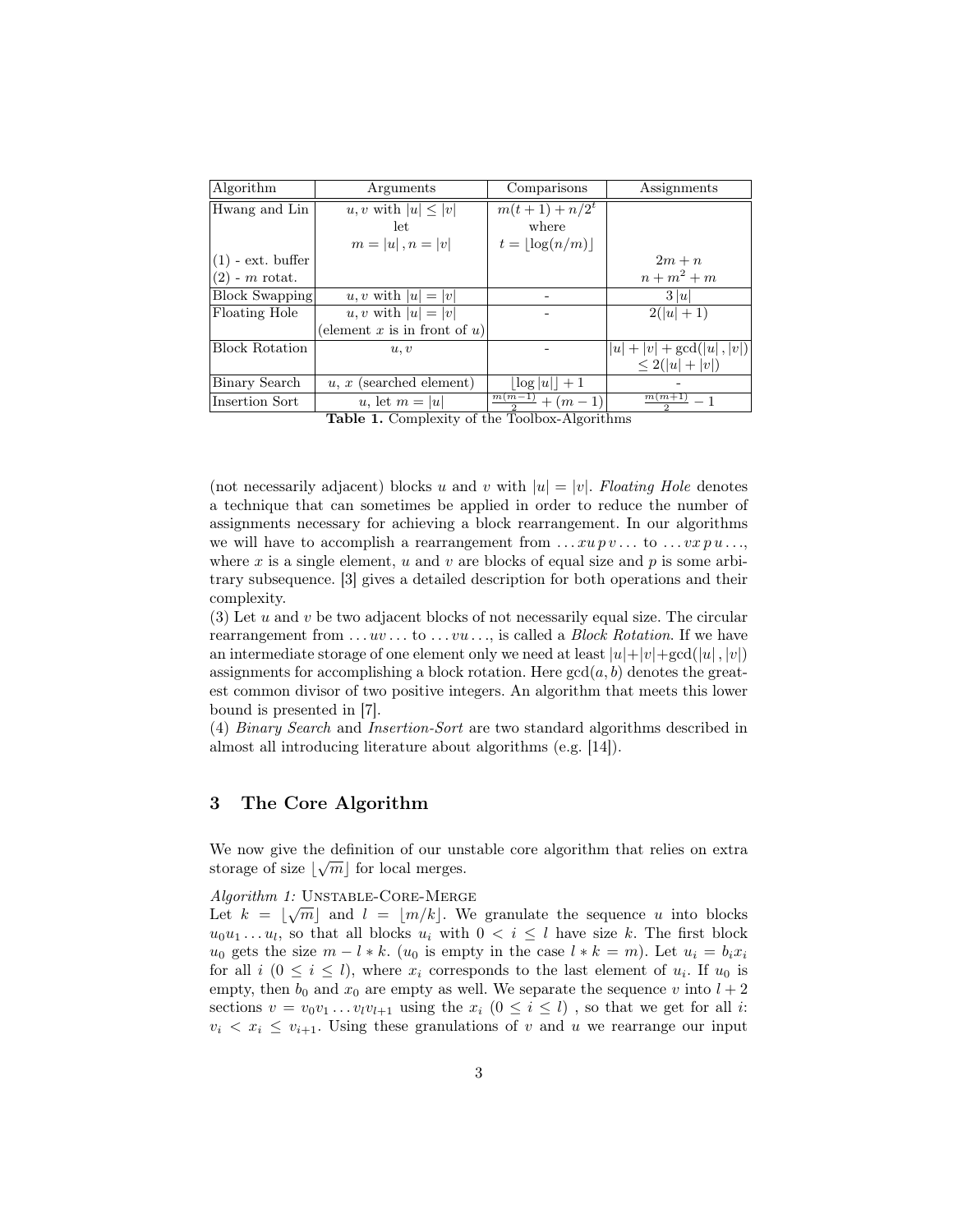| Algorithm | Arguments | Comparisons | Assignments |
|---|---|---|---|
| Hwang and Lin | $u, v$ with $\|u\| \leq \|v\|$ | $m(t+1) + n/2^t$ | |
| | let | where | |
| | $m = \|u\|, n = \|v\|$ | $t = \lfloor \log(n/m) \rfloor$ | |
| (1) - ext. buffer | | | $2m + n$ |
| (2) - $m$ rotat. | | | $n + m^2 + m$ |
| Block Swapping | $u, v$ with $\|u\| = \|v\|$ | - | $3\|u\|$ |
| Floating Hole | $u, v$ with $\|u\| = \|v\|$ | - | $2(\|u\| + 1)$ |
| | (element $x$ is in front of $u$) | | |
| Block Rotation | $u, v$ | - | $\|u\| + \|v\| + \gcd(\|u\|, \|v\|)$ |
| | | | $\leq 2(\|u\| + \|v\|)$ |
| Binary Search | $u$, $x$ (searched element) | $\lfloor \log \|u\| \rfloor + 1$ | - |
| Insertion Sort | $u$, let $m = \|u\|$ | $\frac{m(m-1)}{2} + (m-1)$ | $\frac{m(m+1)}{2} - 1$ |

**Table 1.** Complexity of the Toolbox-Algorithms

(not necessarily adjacent) blocks $u$ and $v$ with $|u| = |v|$. *Floating Hole* denotes a technique that can sometimes be applied in order to reduce the number of assignments necessary for achieving a block rearrangement. In our algorithms we will have to accomplish a rearrangement from $\ldots x u\, p\, v \ldots$ to $\ldots v x\, p\, u \ldots$, where $x$ is a single element, $u$ and $v$ are blocks of equal size and $p$ is some arbitrary subsequence. [3] gives a detailed description for both operations and their complexity.

(3) Let $u$ and $v$ be two adjacent blocks of not necessarily equal size. The circular rearrangement from $\ldots uv \ldots$ to $\ldots vu \ldots$, is called a *Block Rotation*. If we have an intermediate storage of one element only we need at least $|u|+|v|+\gcd(|u|, |v|)$ assignments for accomplishing a block rotation. Here $\gcd(a, b)$ denotes the greatest common divisor of two positive integers. An algorithm that meets this lower bound is presented in [7].

(4) *Binary Search* and *Insertion-Sort* are two standard algorithms described in almost all introducing literature about algorithms (e.g. [14]).

## 3 The Core Algorithm

We now give the definition of our unstable core algorithm that relies on extra storage of size $\lfloor \sqrt{m} \rfloor$ for local merges.

*Algorithm 1:* Unstable-Core-Merge
Let $k = \lfloor \sqrt{m} \rfloor$ and $l = \lfloor m/k \rfloor$. We granulate the sequence $u$ into blocks $u_0 u_1 \ldots u_l$, so that all blocks $u_i$ with $0 < i \leq l$ have size $k$. The first block $u_0$ gets the size $m - l * k$. ($u_0$ is empty in the case $l * k = m$). Let $u_i = b_i x_i$ for all $i$ ($0 \leq i \leq l$), where $x_i$ corresponds to the last element of $u_i$. If $u_0$ is empty, then $b_0$ and $x_0$ are empty as well. We separate the sequence $v$ into $l+2$ sections $v = v_0 v_1 \ldots v_l v_{l+1}$ using the $x_i$ ($0 \leq i \leq l$) , so that we get for all $i$: $v_i < x_i \leq v_{i+1}$. Using these granulations of $v$ and $u$ we rearrange our input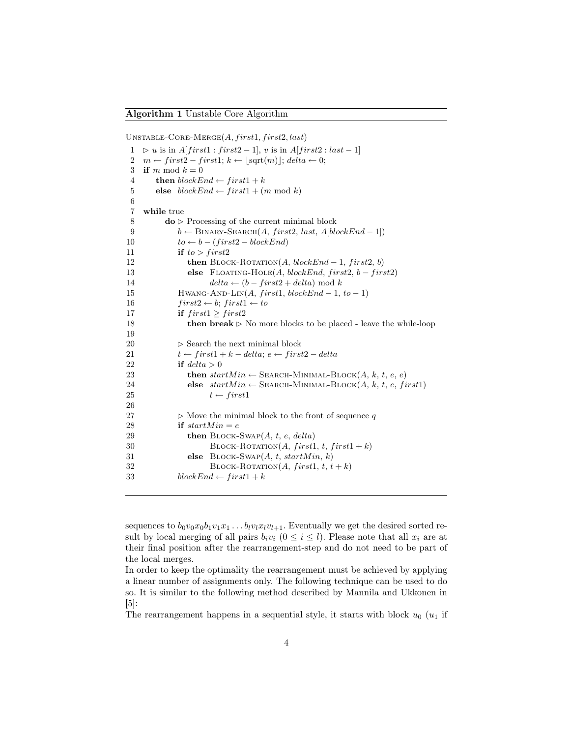**Algorithm 1** Unstable Core Algorithm

```
UNSTABLE-CORE-MERGE(A, first1, first2, last)
 1  ▷ u is in A[first1 : first2 − 1], v is in A[first2 : last − 1]
 2  m ← first2 − first1; k ← ⌊sqrt(m)⌋; delta ← 0;
 3  if m mod k = 0
 4     then blockEnd ← first1 + k
 5     else  blockEnd ← first1 + (m mod k)
 6
 7  while true
 8       do ▷ Processing of the current minimal block
 9          b ← BINARY-SEARCH(A, first2, last, A[blockEnd − 1])
10          to ← b − (first2 − blockEnd)
11          if to > first2
12             then BLOCK-ROTATION(A, blockEnd − 1, first2, b)
13             else  FLOATING-HOLE(A, blockEnd, first2, b − first2)
14                   delta ← (b − first2 + delta) mod k
15          HWANG-AND-LIN(A, first1, blockEnd − 1, to − 1)
16          first2 ← b; first1 ← to
17          if first1 ≥ first2
18             then break ▷ No more blocks to be placed - leave the while-loop
19
20          ▷ Search the next minimal block
21          t ← first1 + k − delta; e ← first2 − delta
22          if delta > 0
23             then startMin ← SEARCH-MINIMAL-BLOCK(A, k, t, e, e)
24             else  startMin ← SEARCH-MINIMAL-BLOCK(A, k, t, e, first1)
25                   t ← first1
26
27          ▷ Move the minimal block to the front of sequence q
28          if startMin = e
29             then BLOCK-SWAP(A, t, e, delta)
30                   BLOCK-ROTATION(A, first1, t, first1 + k)
31             else  BLOCK-SWAP(A, t, startMin, k)
32                   BLOCK-ROTATION(A, first1, t, t + k)
33          blockEnd ← first1 + k
```

sequences to $b_0 v_0 x_0 b_1 v_1 x_1 \ldots b_l v_l x_l v_{l+1}$. Eventually we get the desired sorted result by local merging of all pairs $b_i v_i$ $(0 \leq i \leq l)$. Please note that all $x_i$ are at their final position after the rearrangement-step and do not need to be part of the local merges.

In order to keep the optimality the rearrangement must be achieved by applying a linear number of assignments only. The following technique can be used to do so. It is similar to the following method described by Mannila and Ukkonen in [5]:

The rearrangement happens in a sequential style, it starts with block $u_0$ ($u_1$ if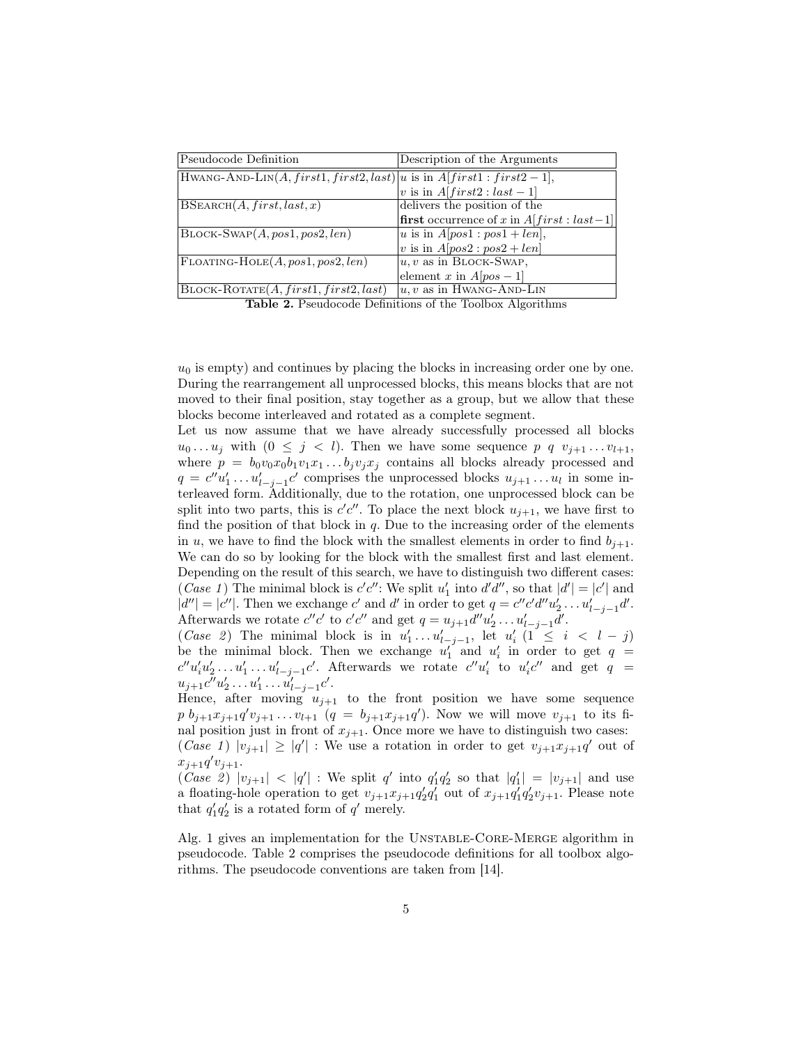| Pseudocode Definition | Description of the Arguments |
|---|---|
| Hwang-And-Lin($A, first1, first2, last$) | $u$ is in $A[first1 : first2 - 1]$, $v$ is in $A[first2 : last - 1]$ |
| BSearch($A, first, last, x$) | delivers the position of the **first** occurrence of $x$ in $A[first : last-1]$ |
| Block-Swap($A, pos1, pos2, len$) | $u$ is in $A[pos1 : pos1 + len]$, $v$ is in $A[pos2 : pos2 + len]$ |
| Floating-Hole($A, pos1, pos2, len$) | $u, v$ as in Block-Swap, element $x$ in $A[pos - 1]$ |
| Block-Rotate($A, first1, first2, last$) | $u, v$ as in Hwang-And-Lin |

**Table 2.** Pseudocode Definitions of the Toolbox Algorithms

$u_0$ is empty) and continues by placing the blocks in increasing order one by one. During the rearrangement all unprocessed blocks, this means blocks that are not moved to their final position, stay together as a group, but we allow that these blocks become interleaved and rotated as a complete segment.

Let us now assume that we have already successfully processed all blocks $u_0 \dots u_j$ with $(0 \leq j < l)$. Then we have some sequence $p\ q\ v_{j+1} \dots v_{l+1}$, where $p = b_0 v_0 x_0 b_1 v_1 x_1 \dots b_j v_j x_j$ contains all blocks already processed and $q = c'' u'_1 \dots u'_{l-j-1} c'$ comprises the unprocessed blocks $u_{j+1} \dots u_l$ in some interleaved form. Additionally, due to the rotation, one unprocessed block can be split into two parts, this is $c'c''$. To place the next block $u_{j+1}$, we have first to find the position of that block in $q$. Due to the increasing order of the elements in $u$, we have to find the block with the smallest elements in order to find $b_{j+1}$. We can do so by looking for the block with the smallest first and last element. Depending on the result of this search, we have to distinguish two different cases:

(*Case 1*) The minimal block is $c'c''$: We split $u'_1$ into $d'd''$, so that $|d'| = |c'|$ and $|d''| = |c''|$. Then we exchange $c'$ and $d'$ in order to get $q = c''c'd''u'_2 \dots u'_{l-j-1}d'$. Afterwards we rotate $c''c'$ to $c'c''$ and get $q = u_{j+1}d''u'_2 \dots u'_{l-j-1}d'$.

(*Case 2*) The minimal block is in $u'_1 \dots u'_{l-j-1}$, let $u'_i$ $(1 \leq i < l - j)$ be the minimal block. Then we exchange $u'_1$ and $u'_i$ in order to get $q = c''u'_i u'_2 \dots u'_1 \dots u'_{l-j-1}c'$. Afterwards we rotate $c''u'_i$ to $u'_i c''$ and get $q = u_{j+1}c''u'_2 \dots u'_1 \dots u'_{l-j-1}c'$.

Hence, after moving $u_{j+1}$ to the front position we have some sequence $p\ b_{j+1}x_{j+1}q'v_{j+1} \dots v_{l+1}$ $(q = b_{j+1}x_{j+1}q')$. Now we will move $v_{j+1}$ to its final position just in front of $x_{j+1}$. Once more we have to distinguish two cases:

(*Case 1*) $|v_{j+1}| \geq |q'|$ : We use a rotation in order to get $v_{j+1}x_{j+1}q'$ out of $x_{j+1}q'v_{j+1}$.

(*Case 2*) $|v_{j+1}| < |q'|$ : We split $q'$ into $q'_1 q'_2$ so that $|q'_1| = |v_{j+1}|$ and use a floating-hole operation to get $v_{j+1}x_{j+1}q'_2 q'_1$ out of $x_{j+1}q'_1 q'_2 v_{j+1}$. Please note that $q'_1 q'_2$ is a rotated form of $q'$ merely.

Alg. 1 gives an implementation for the Unstable-Core-Merge algorithm in pseudocode. Table 2 comprises the pseudocode definitions for all toolbox algorithms. The pseudocode conventions are taken from [14].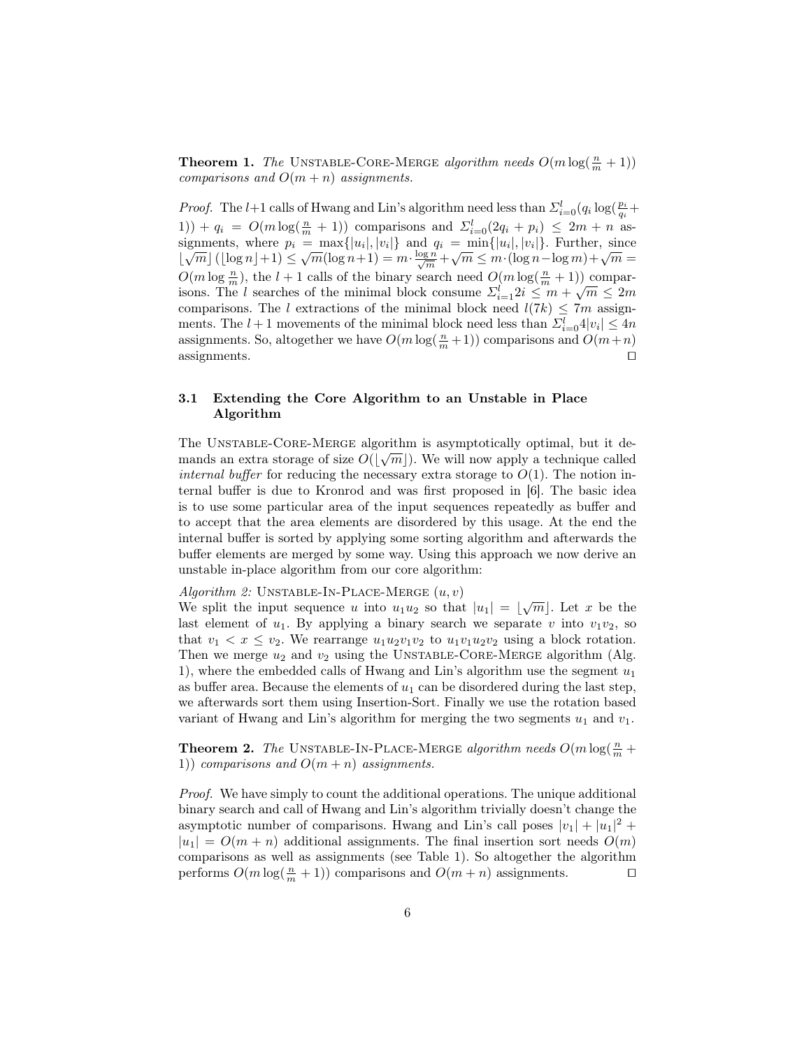**Theorem 1.** *The* Unstable-Core-Merge *algorithm needs $O(m \log(\frac{n}{m}+1))$ comparisons and $O(m+n)$ assignments.*

*Proof.* The $l+1$ calls of Hwang and Lin's algorithm need less than $\Sigma_{i=0}^{l}(q_i \log(\frac{p_i}{q_i}+1)) + q_i = O(m \log(\frac{n}{m}+1))$ comparisons and $\Sigma_{i=0}^{l}(2q_i + p_i) \leq 2m + n$ assignments, where $p_i = \max\{|u_i|, |v_i|\}$ and $q_i = \min\{|u_i|, |v_i|\}$. Further, since $\lfloor\sqrt{m}\rfloor (\lfloor \log n \rfloor + 1) \leq \sqrt{m}(\log n + 1) = m \cdot \frac{\log n}{\sqrt{m}} + \sqrt{m} \leq m \cdot (\log n - \log m) + \sqrt{m} = O(m \log \frac{n}{m})$, the $l+1$ calls of the binary search need $O(m \log(\frac{n}{m}+1))$ comparisons. The $l$ searches of the minimal block consume $\Sigma_{i=1}^{l} 2i \leq m + \sqrt{m} \leq 2m$ comparisons. The $l$ extractions of the minimal block need $l(7k) \leq 7m$ assignments. The $l+1$ movements of the minimal block need less than $\Sigma_{i=0}^{l} 4|v_i| \leq 4n$ assignments. So, altogether we have $O(m \log(\frac{n}{m}+1))$ comparisons and $O(m+n)$ assignments. ☐

### 3.1 Extending the Core Algorithm to an Unstable in Place Algorithm

The Unstable-Core-Merge algorithm is asymptotically optimal, but it demands an extra storage of size $O(\lfloor\sqrt{m}\rfloor)$. We will now apply a technique called *internal buffer* for reducing the necessary extra storage to $O(1)$. The notion internal buffer is due to Kronrod and was first proposed in [6]. The basic idea is to use some particular area of the input sequences repeatedly as buffer and to accept that the area elements are disordered by this usage. At the end the internal buffer is sorted by applying some sorting algorithm and afterwards the buffer elements are merged by some way. Using this approach we now derive an unstable in-place algorithm from our core algorithm:

*Algorithm 2:* Unstable-In-Place-Merge $(u, v)$
We split the input sequence $u$ into $u_1 u_2$ so that $|u_1| = \lfloor\sqrt{m}\rfloor$. Let $x$ be the last element of $u_1$. By applying a binary search we separate $v$ into $v_1 v_2$, so that $v_1 < x \leq v_2$. We rearrange $u_1 u_2 v_1 v_2$ to $u_1 v_1 u_2 v_2$ using a block rotation. Then we merge $u_2$ and $v_2$ using the Unstable-Core-Merge algorithm (Alg. 1), where the embedded calls of Hwang and Lin's algorithm use the segment $u_1$ as buffer area. Because the elements of $u_1$ can be disordered during the last step, we afterwards sort them using Insertion-Sort. Finally we use the rotation based variant of Hwang and Lin's algorithm for merging the two segments $u_1$ and $v_1$.

**Theorem 2.** *The* Unstable-In-Place-Merge *algorithm needs $O(m \log(\frac{n}{m}+1))$ comparisons and $O(m+n)$ assignments.*

*Proof.* We have simply to count the additional operations. The unique additional binary search and call of Hwang and Lin's algorithm trivially doesn't change the asymptotic number of comparisons. Hwang and Lin's call poses $|v_1| + |u_1|^2 + |u_1| = O(m+n)$ additional assignments. The final insertion sort needs $O(m)$ comparisons as well as assignments (see Table 1). So altogether the algorithm performs $O(m \log(\frac{n}{m}+1))$ comparisons and $O(m+n)$ assignments. ☐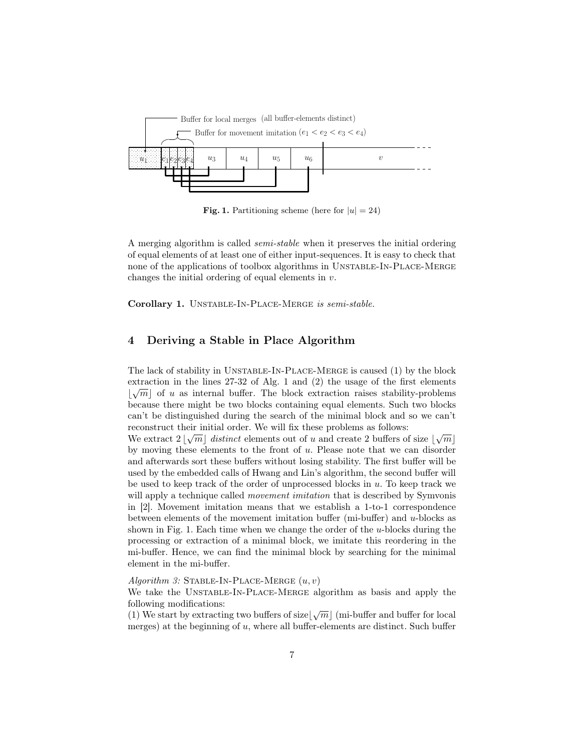Buffer for local merges (all buffer-elements distinct)

Buffer for movement imitation ($e_1 < e_2 < e_3 < e_4$)

$u_1$ $e_1$ $e_2$ $e_3$ $e_4$ $u_3$ $u_4$ $u_5$ $u_6$ $v$

**Fig. 1.** Partitioning scheme (here for $|u| = 24$)

A merging algorithm is called *semi-stable* when it preserves the initial ordering of equal elements of at least one of either input-sequences. It is easy to check that none of the applications of toolbox algorithms in Unstable-In-Place-Merge changes the initial ordering of equal elements in $v$.

**Corollary 1.** Unstable-In-Place-Merge *is semi-stable.*

## 4 Deriving a Stable in Place Algorithm

The lack of stability in Unstable-In-Place-Merge is caused (1) by the block extraction in the lines 27-32 of Alg. 1 and (2) the usage of the first elements $\lfloor\sqrt{m}\rfloor$ of $u$ as internal buffer. The block extraction raises stability-problems because there might be two blocks containing equal elements. Such two blocks can't be distinguished during the search of the minimal block and so we can't reconstruct their initial order. We will fix these problems as follows:
We extract $2\lfloor\sqrt{m}\rfloor$ *distinct* elements out of $u$ and create 2 buffers of size $\lfloor\sqrt{m}\rfloor$ by moving these elements to the front of $u$. Please note that we can disorder and afterwards sort these buffers without losing stability. The first buffer will be used by the embedded calls of Hwang and Lin's algorithm, the second buffer will be used to keep track of the order of unprocessed blocks in $u$. To keep track we will apply a technique called *movement imitation* that is described by Symvonis in [2]. Movement imitation means that we establish a 1-to-1 correspondence between elements of the movement imitation buffer (mi-buffer) and $u$-blocks as shown in Fig. 1. Each time when we change the order of the $u$-blocks during the processing or extraction of a minimal block, we imitate this reordering in the mi-buffer. Hence, we can find the minimal block by searching for the minimal element in the mi-buffer.

*Algorithm 3:* Stable-In-Place-Merge $(u, v)$
We take the Unstable-In-Place-Merge algorithm as basis and apply the following modifications:
(1) We start by extracting two buffers of size$\lfloor\sqrt{m}\rfloor$ (mi-buffer and buffer for local merges) at the beginning of $u$, where all buffer-elements are distinct. Such buffer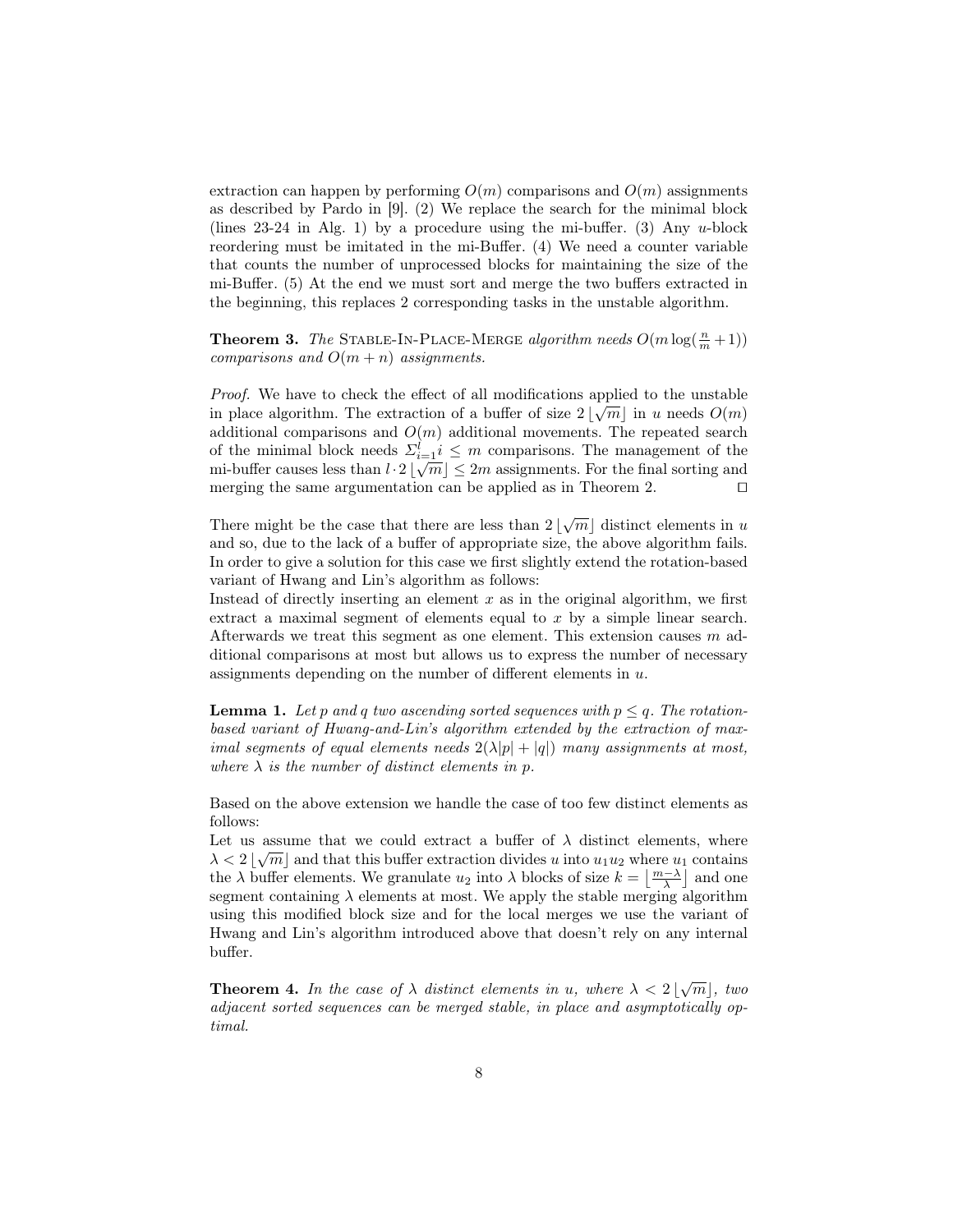extraction can happen by performing $O(m)$ comparisons and $O(m)$ assignments as described by Pardo in [9]. (2) We replace the search for the minimal block (lines 23-24 in Alg. 1) by a procedure using the mi-buffer. (3) Any $u$-block reordering must be imitated in the mi-Buffer. (4) We need a counter variable that counts the number of unprocessed blocks for maintaining the size of the mi-Buffer. (5) At the end we must sort and merge the two buffers extracted in the beginning, this replaces 2 corresponding tasks in the unstable algorithm.

**Theorem 3.** *The* Stable-In-Place-Merge *algorithm needs* $O(m \log(\frac{n}{m} + 1))$ *comparisons and* $O(m + n)$ *assignments.*

*Proof.* We have to check the effect of all modifications applied to the unstable in place algorithm. The extraction of a buffer of size $2\lfloor\sqrt{m}\rfloor$ in $u$ needs $O(m)$ additional comparisons and $O(m)$ additional movements. The repeated search of the minimal block needs $\Sigma_{i=1}^{l} i \leq m$ comparisons. The management of the mi-buffer causes less than $l \cdot 2\lfloor\sqrt{m}\rfloor \leq 2m$ assignments. For the final sorting and merging the same argumentation can be applied as in Theorem 2. ◻

There might be the case that there are less than $2\lfloor\sqrt{m}\rfloor$ distinct elements in $u$ and so, due to the lack of a buffer of appropriate size, the above algorithm fails. In order to give a solution for this case we first slightly extend the rotation-based variant of Hwang and Lin's algorithm as follows:
Instead of directly inserting an element $x$ as in the original algorithm, we first extract a maximal segment of elements equal to $x$ by a simple linear search. Afterwards we treat this segment as one element. This extension causes $m$ additional comparisons at most but allows us to express the number of necessary assignments depending on the number of different elements in $u$.

**Lemma 1.** *Let $p$ and $q$ two ascending sorted sequences with $p \leq q$. The rotation-based variant of Hwang-and-Lin's algorithm extended by the extraction of maximal segments of equal elements needs $2(\lambda|p| + |q|)$ many assignments at most, where $\lambda$ is the number of distinct elements in $p$.*

Based on the above extension we handle the case of too few distinct elements as follows:
Let us assume that we could extract a buffer of $\lambda$ distinct elements, where $\lambda < 2\lfloor\sqrt{m}\rfloor$ and that this buffer extraction divides $u$ into $u_1 u_2$ where $u_1$ contains the $\lambda$ buffer elements. We granulate $u_2$ into $\lambda$ blocks of size $k = \lfloor\frac{m-\lambda}{\lambda}\rfloor$ and one segment containing $\lambda$ elements at most. We apply the stable merging algorithm using this modified block size and for the local merges we use the variant of Hwang and Lin's algorithm introduced above that doesn't rely on any internal buffer.

**Theorem 4.** *In the case of $\lambda$ distinct elements in $u$, where $\lambda < 2\lfloor\sqrt{m}\rfloor$, two adjacent sorted sequences can be merged stable, in place and asymptotically optimal.*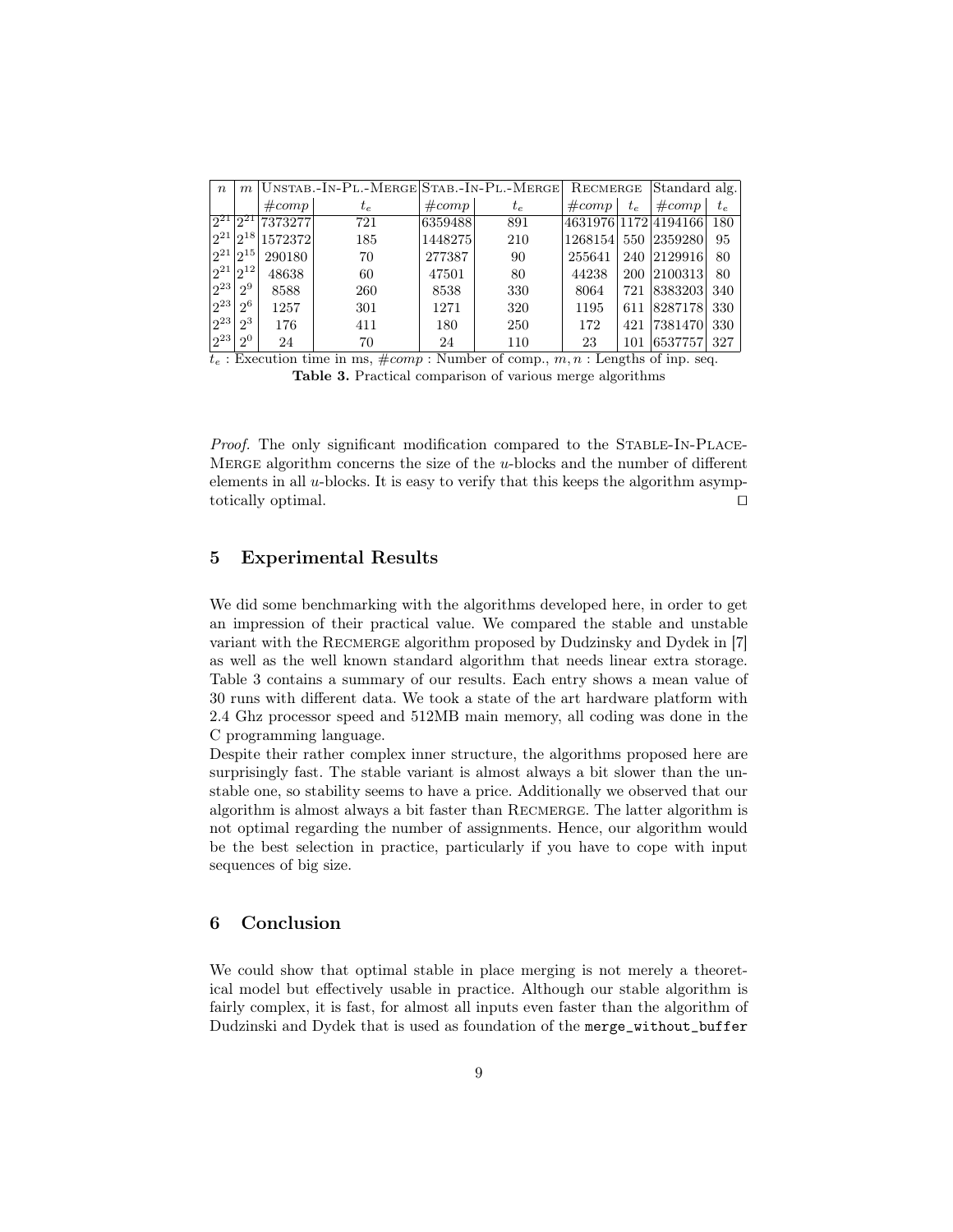| $n$ | $m$ | Unstab.-In-Pl.-Merge | | Stab.-In-Pl.-Merge | | Recmerge | | Standard alg. | |
|---|---|---|---|---|---|---|---|---|---|
| | | $\#comp$ | $t_e$ | $\#comp$ | $t_e$ | $\#comp$ | $t_e$ | $\#comp$ | $t_e$ |
| $2^{21}$ | $2^{21}$ | 7373277 | 721 | 6359488 | 891 | 4631976 | 1172 | 4194166 | 180 |
| $2^{21}$ | $2^{18}$ | 1572372 | 185 | 1448275 | 210 | 1268154 | 550 | 2359280 | 95 |
| $2^{21}$ | $2^{15}$ | 290180 | 70 | 277387 | 90 | 255641 | 240 | 2129916 | 80 |
| $2^{21}$ | $2^{12}$ | 48638 | 60 | 47501 | 80 | 44238 | 200 | 2100313 | 80 |
| $2^{23}$ | $2^{9}$ | 8588 | 260 | 8538 | 330 | 8064 | 721 | 8383203 | 340 |
| $2^{23}$ | $2^{6}$ | 1257 | 301 | 1271 | 320 | 1195 | 611 | 8287178 | 330 |
| $2^{23}$ | $2^{3}$ | 176 | 411 | 180 | 250 | 172 | 421 | 7381470 | 330 |
| $2^{23}$ | $2^{0}$ | 24 | 70 | 24 | 110 | 23 | 101 | 6537757 | 327 |

$t_e$ : Execution time in ms, $\#comp$ : Number of comp., $m, n$ : Lengths of inp. seq.

**Table 3.** Practical comparison of various merge algorithms

*Proof.* The only significant modification compared to the Stable-In-Place-Merge algorithm concerns the size of the $u$-blocks and the number of different elements in all $u$-blocks. It is easy to verify that this keeps the algorithm asymptotically optimal. □

## 5 Experimental Results

We did some benchmarking with the algorithms developed here, in order to get an impression of their practical value. We compared the stable and unstable variant with the Recmerge algorithm proposed by Dudzinsky and Dydek in [7] as well as the well known standard algorithm that needs linear extra storage. Table 3 contains a summary of our results. Each entry shows a mean value of 30 runs with different data. We took a state of the art hardware platform with 2.4 Ghz processor speed and 512MB main memory, all coding was done in the C programming language.

Despite their rather complex inner structure, the algorithms proposed here are surprisingly fast. The stable variant is almost always a bit slower than the unstable one, so stability seems to have a price. Additionally we observed that our algorithm is almost always a bit faster than Recmerge. The latter algorithm is not optimal regarding the number of assignments. Hence, our algorithm would be the best selection in practice, particularly if you have to cope with input sequences of big size.

## 6 Conclusion

We could show that optimal stable in place merging is not merely a theoretical model but effectively usable in practice. Although our stable algorithm is fairly complex, it is fast, for almost all inputs even faster than the algorithm of Dudzinski and Dydek that is used as foundation of the `merge_without_buffer`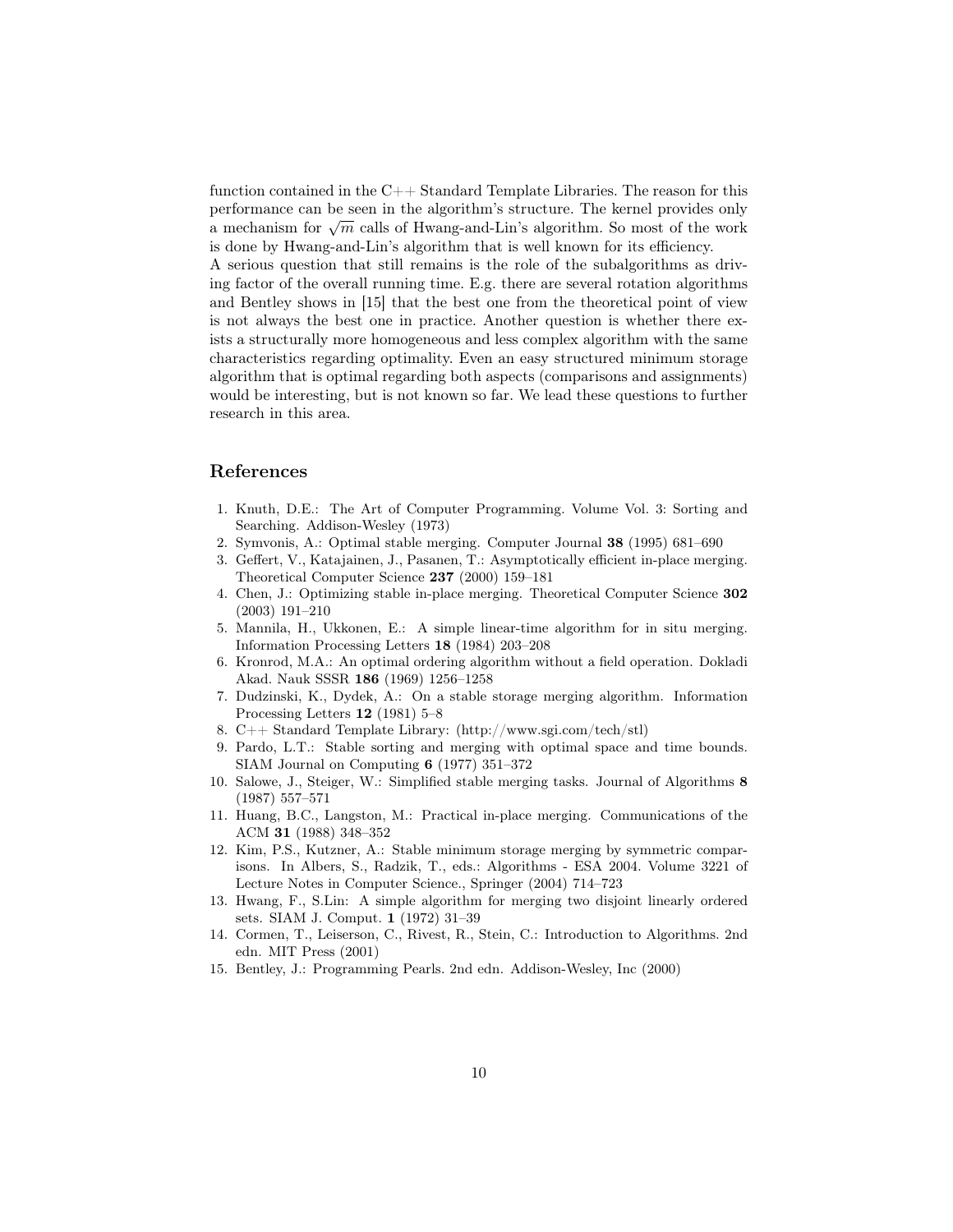function contained in the C++ Standard Template Libraries. The reason for this performance can be seen in the algorithm's structure. The kernel provides only a mechanism for $\sqrt{m}$ calls of Hwang-and-Lin's algorithm. So most of the work is done by Hwang-and-Lin's algorithm that is well known for its efficiency.
A serious question that still remains is the role of the subalgorithms as driving factor of the overall running time. E.g. there are several rotation algorithms and Bentley shows in [15] that the best one from the theoretical point of view is not always the best one in practice. Another question is whether there exists a structurally more homogeneous and less complex algorithm with the same characteristics regarding optimality. Even an easy structured minimum storage algorithm that is optimal regarding both aspects (comparisons and assignments) would be interesting, but is not known so far. We lead these questions to further research in this area.

## References

1. Knuth, D.E.: The Art of Computer Programming. Volume Vol. 3: Sorting and Searching. Addison-Wesley (1973)
2. Symvonis, A.: Optimal stable merging. Computer Journal **38** (1995) 681–690
3. Geffert, V., Katajainen, J., Pasanen, T.: Asymptotically efficient in-place merging. Theoretical Computer Science **237** (2000) 159–181
4. Chen, J.: Optimizing stable in-place merging. Theoretical Computer Science **302** (2003) 191–210
5. Mannila, H., Ukkonen, E.: A simple linear-time algorithm for in situ merging. Information Processing Letters **18** (1984) 203–208
6. Kronrod, M.A.: An optimal ordering algorithm without a field operation. Dokladi Akad. Nauk SSSR **186** (1969) 1256–1258
7. Dudzinski, K., Dydek, A.: On a stable storage merging algorithm. Information Processing Letters **12** (1981) 5–8
8. C++ Standard Template Library: (http://www.sgi.com/tech/stl)
9. Pardo, L.T.: Stable sorting and merging with optimal space and time bounds. SIAM Journal on Computing **6** (1977) 351–372
10. Salowe, J., Steiger, W.: Simplified stable merging tasks. Journal of Algorithms **8** (1987) 557–571
11. Huang, B.C., Langston, M.: Practical in-place merging. Communications of the ACM **31** (1988) 348–352
12. Kim, P.S., Kutzner, A.: Stable minimum storage merging by symmetric comparisons. In Albers, S., Radzik, T., eds.: Algorithms - ESA 2004. Volume 3221 of Lecture Notes in Computer Science., Springer (2004) 714–723
13. Hwang, F., S.Lin: A simple algorithm for merging two disjoint linearly ordered sets. SIAM J. Comput. **1** (1972) 31–39
14. Cormen, T., Leiserson, C., Rivest, R., Stein, C.: Introduction to Algorithms. 2nd edn. MIT Press (2001)
15. Bentley, J.: Programming Pearls. 2nd edn. Addison-Wesley, Inc (2000)